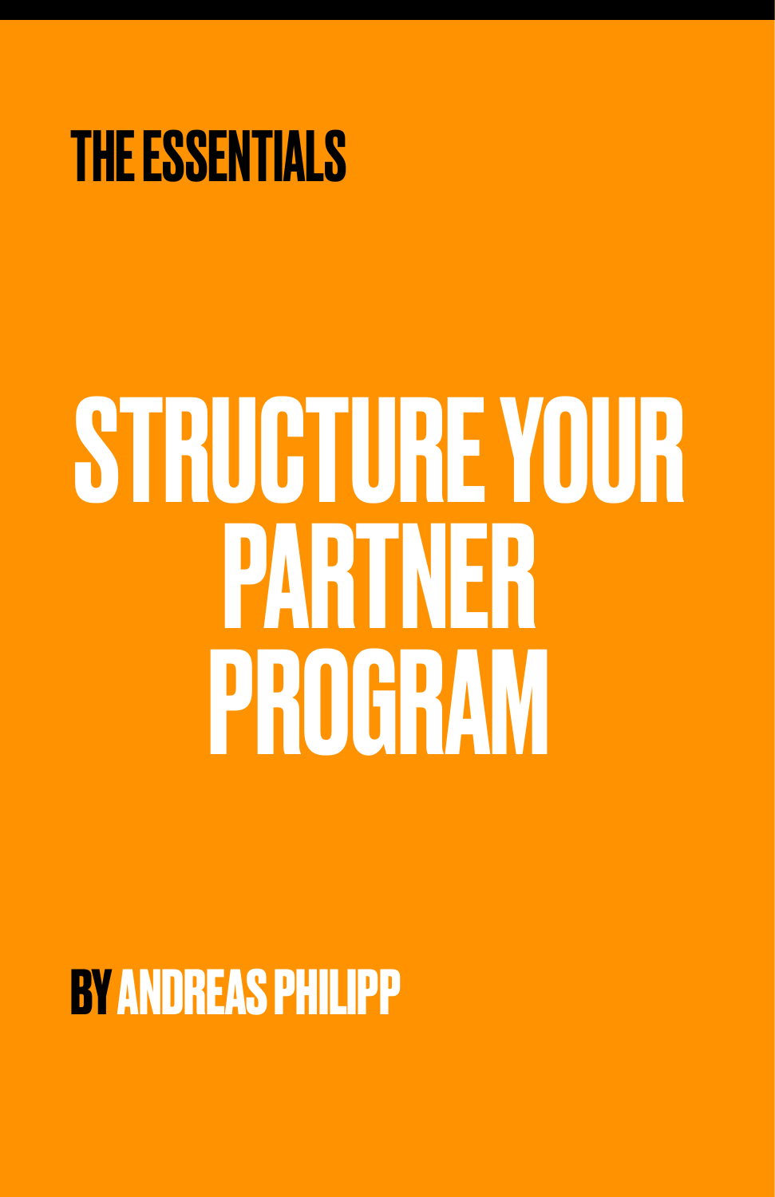THE ESSENTIALS

# STRUCTURE YOUR PARTNER PROGRAM

BY ANDREAS PHILIPP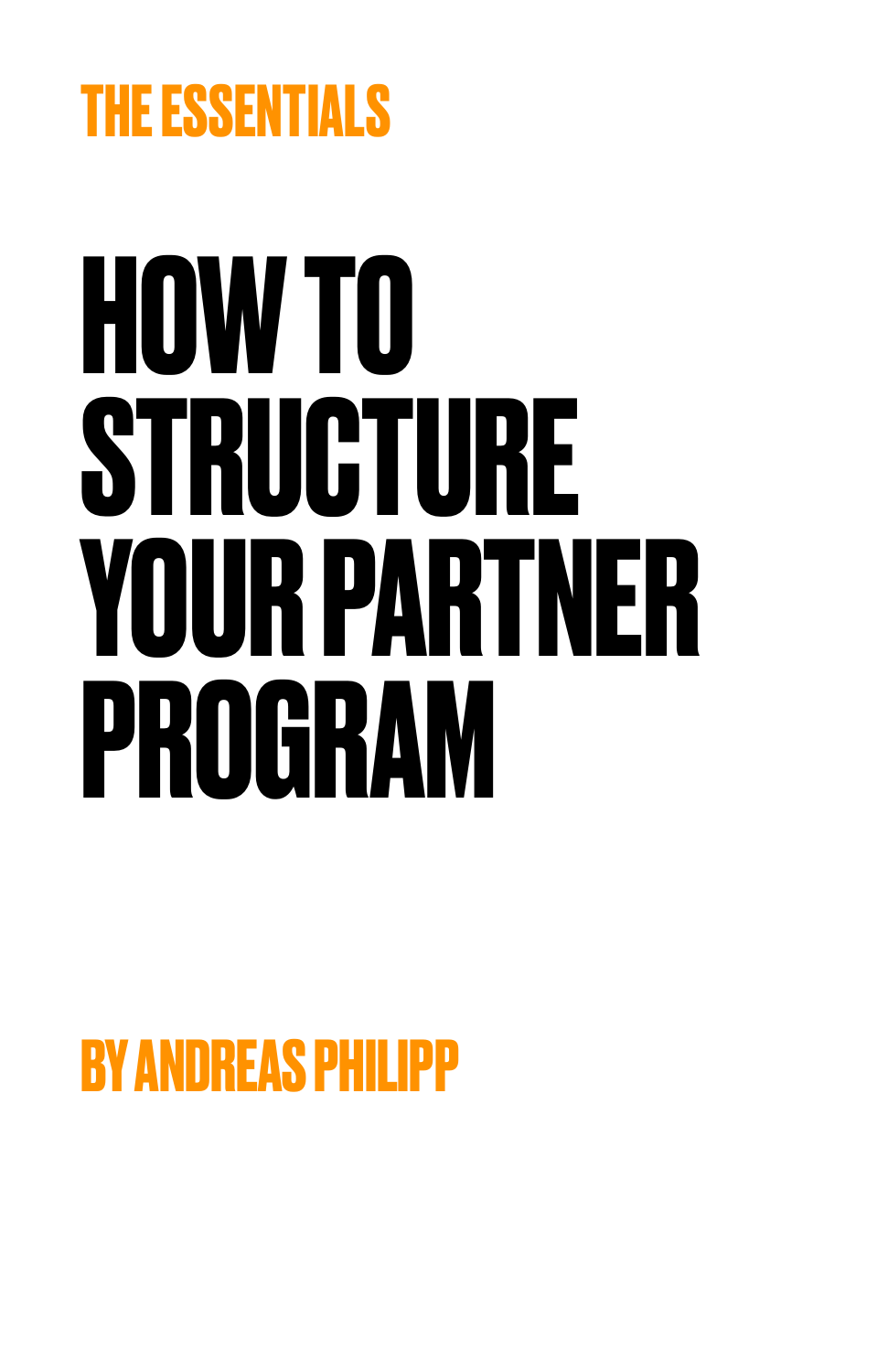THE ESSENTIALS

# HOW TO STRUCTURE YOUR PARTNER PROGRAM

BY ANDREAS PHILIPP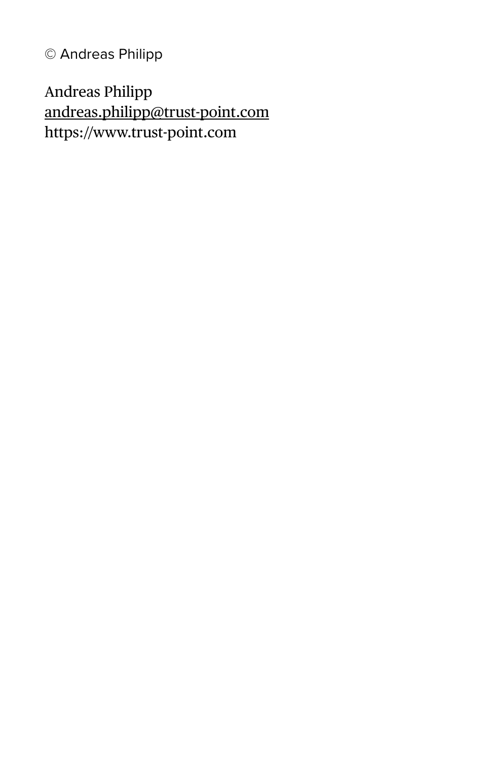© Andreas Philipp

Andreas Philipp
andreas.philipp@trust-point.com
https://www.trust-point.com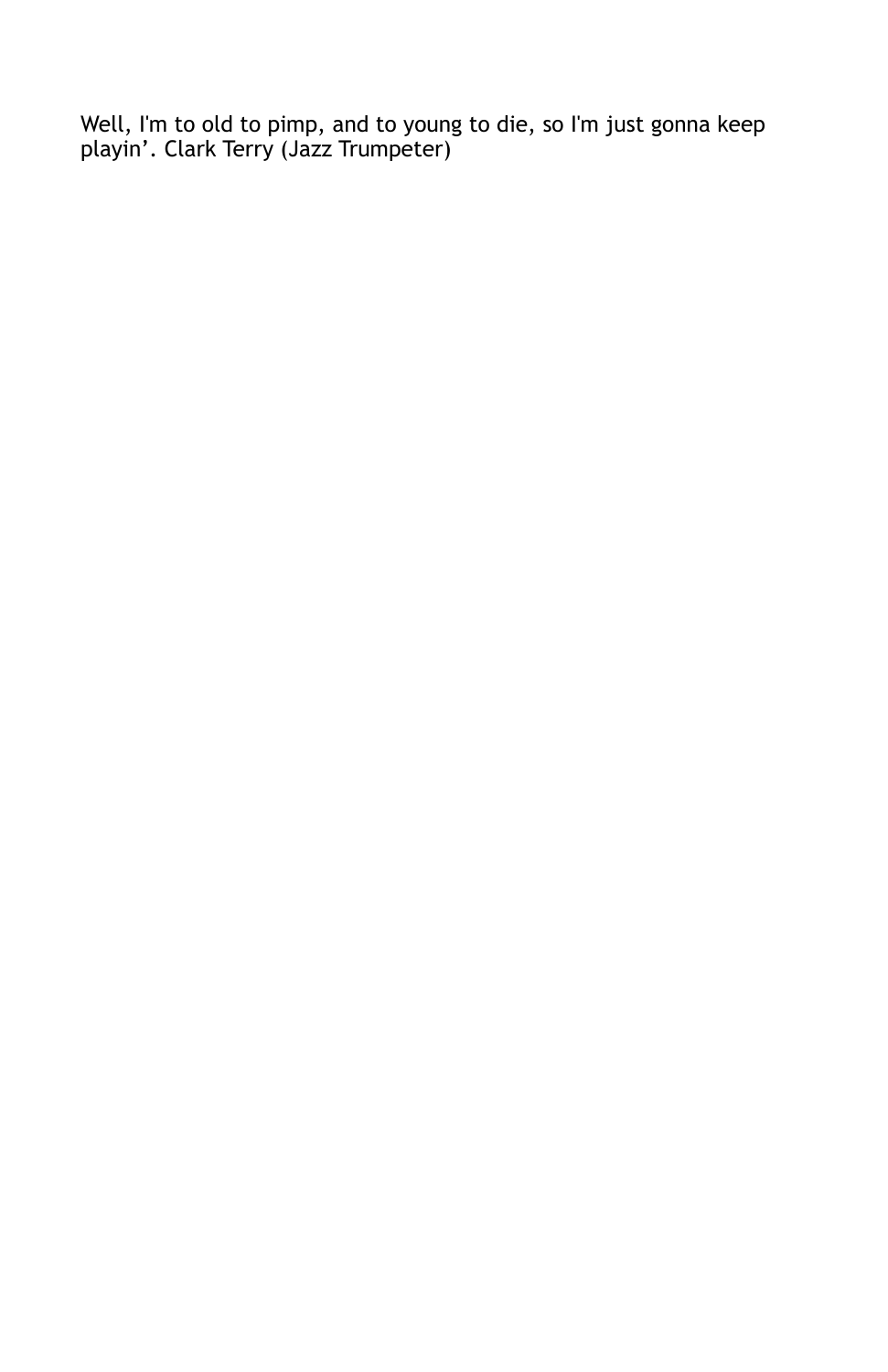Well, I'm to old to pimp, and to young to die, so I'm just gonna keep playin'. Clark Terry (Jazz Trumpeter)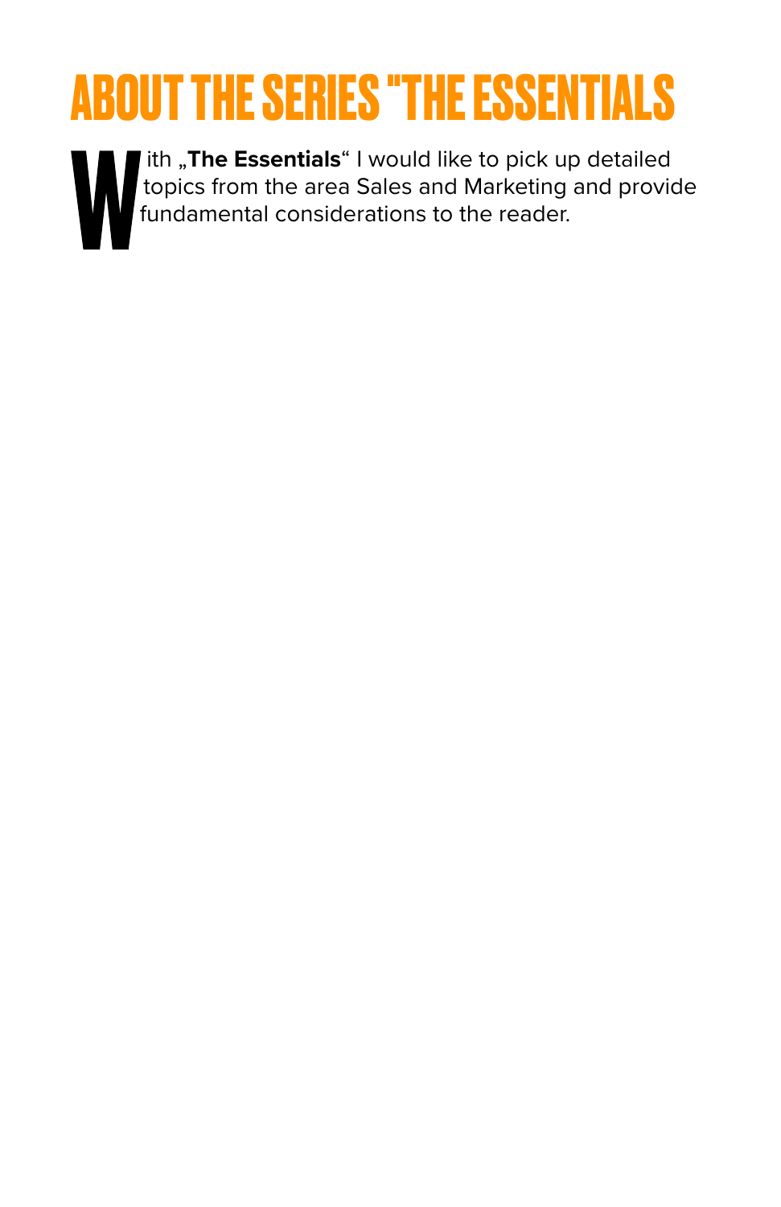# ABOUT THE SERIES "THE ESSENTIALS

With „**The Essentials**“ I would like to pick up detailed topics from the area Sales and Marketing and provide fundamental considerations to the reader.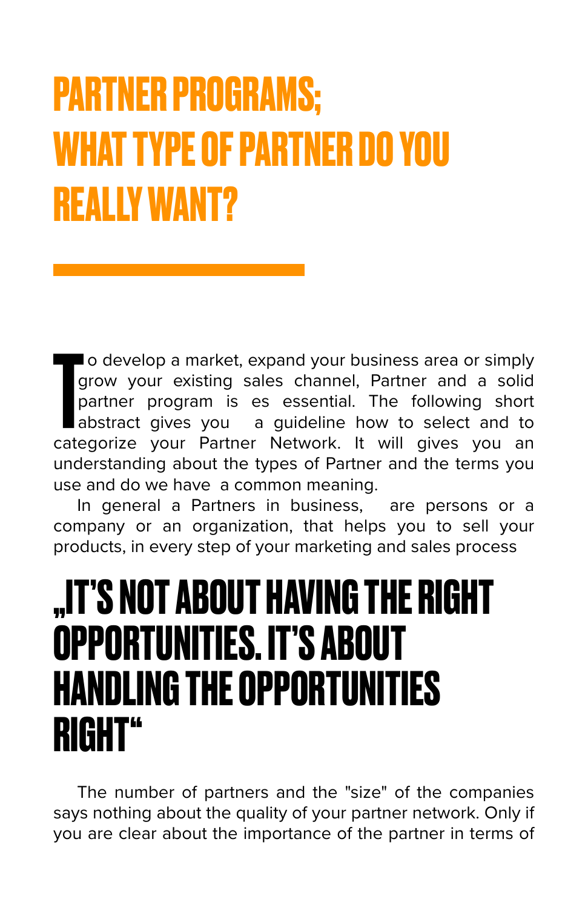# PARTNER PROGRAMS; WHAT TYPE OF PARTNER DO YOU REALLY WANT?

To develop a market, expand your business area or simply grow your existing sales channel, Partner and a solid partner program is es essential. The following short abstract gives you a guideline how to select and to categorize your Partner Network. It will gives you an understanding about the types of Partner and the terms you use and do we have a common meaning.

In general a Partners in business, are persons or a company or an organization, that helps you to sell your products, in every step of your marketing and sales process

## „IT'S NOT ABOUT HAVING THE RIGHT OPPORTUNITIES. IT'S ABOUT HANDLING THE OPPORTUNITIES RIGHT“

The number of partners and the "size" of the companies says nothing about the quality of your partner network. Only if you are clear about the importance of the partner in terms of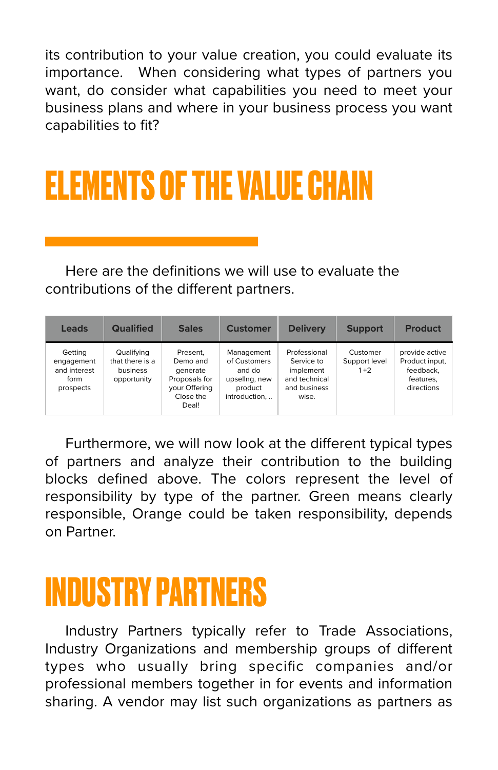its contribution to your value creation, you could evaluate its importance. When considering what types of partners you want, do consider what capabilities you need to meet your business plans and where in your business process you want capabilities to fit?

# ELEMENTS OF THE VALUE CHAIN

Here are the definitions we will use to evaluate the contributions of the different partners.

| Leads | Qualified | Sales | Customer | Delivery | Support | Product |
|---|---|---|---|---|---|---|
| Getting engagement and interest form prospects | Qualifying that there is a business opportunity | Present, Demo and generate Proposals for your Offering Close the Deal! | Management of Customers and do upsellng, new product introduction, .. | Professional Service to implement and technical and business wise. | Customer Support level 1 +2 | provide active Product input, feedback, features, directions |

Furthermore, we will now look at the different typical types of partners and analyze their contribution to the building blocks defined above. The colors represent the level of responsibility by type of the partner. Green means clearly responsible, Orange could be taken responsibility, depends on Partner.

# INDUSTRY PARTNERS

Industry Partners typically refer to Trade Associations, Industry Organizations and membership groups of different types who usually bring specific companies and/or professional members together in for events and information sharing. A vendor may list such organizations as partners as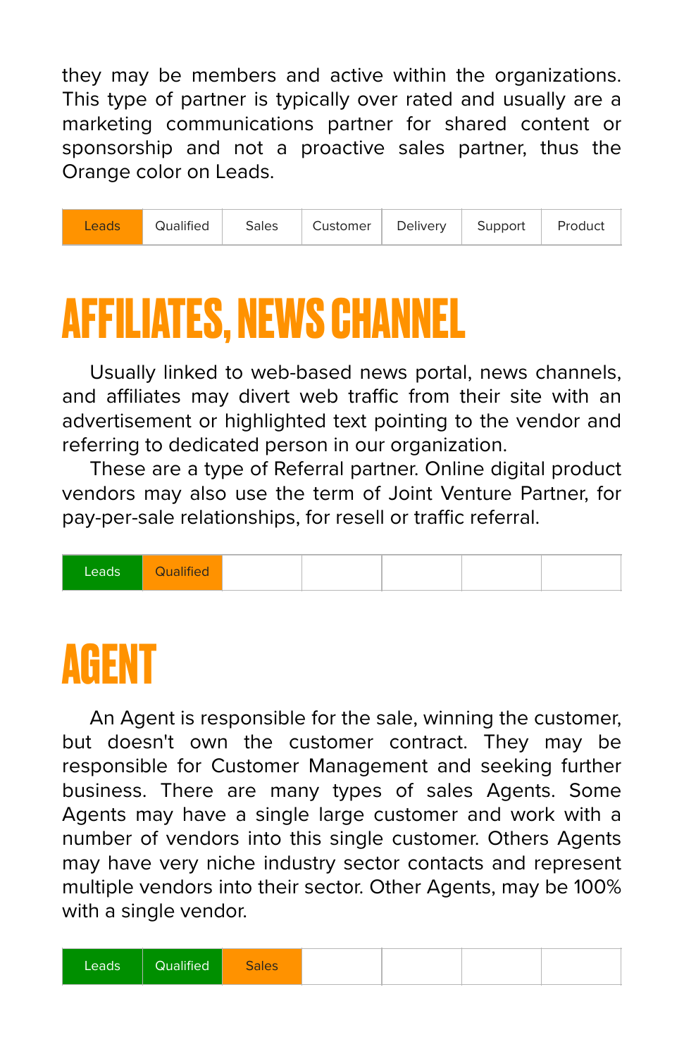they may be members and active within the organizations. This type of partner is typically over rated and usually are a marketing communications partner for shared content or sponsorship and not a proactive sales partner, thus the Orange color on Leads.

| Leads | Qualified | Sales | Customer | Delivery | Support | Product |
|---|---|---|---|---|---|---|

# AFFILIATES, NEWS CHANNEL

Usually linked to web-based news portal, news channels, and affiliates may divert web traffic from their site with an advertisement or highlighted text pointing to the vendor and referring to dedicated person in our organization.

These are a type of Referral partner. Online digital product vendors may also use the term of Joint Venture Partner, for pay-per-sale relationships, for resell or traffic referral.

| Leads | Qualified | | | | | |
|---|---|---|---|---|---|---|

# AGENT

An Agent is responsible for the sale, winning the customer, but doesn't own the customer contract. They may be responsible for Customer Management and seeking further business. There are many types of sales Agents. Some Agents may have a single large customer and work with a number of vendors into this single customer. Others Agents may have very niche industry sector contacts and represent multiple vendors into their sector. Other Agents, may be 100% with a single vendor.

| Leads | Qualified | Sales | | | | |
|---|---|---|---|---|---|---|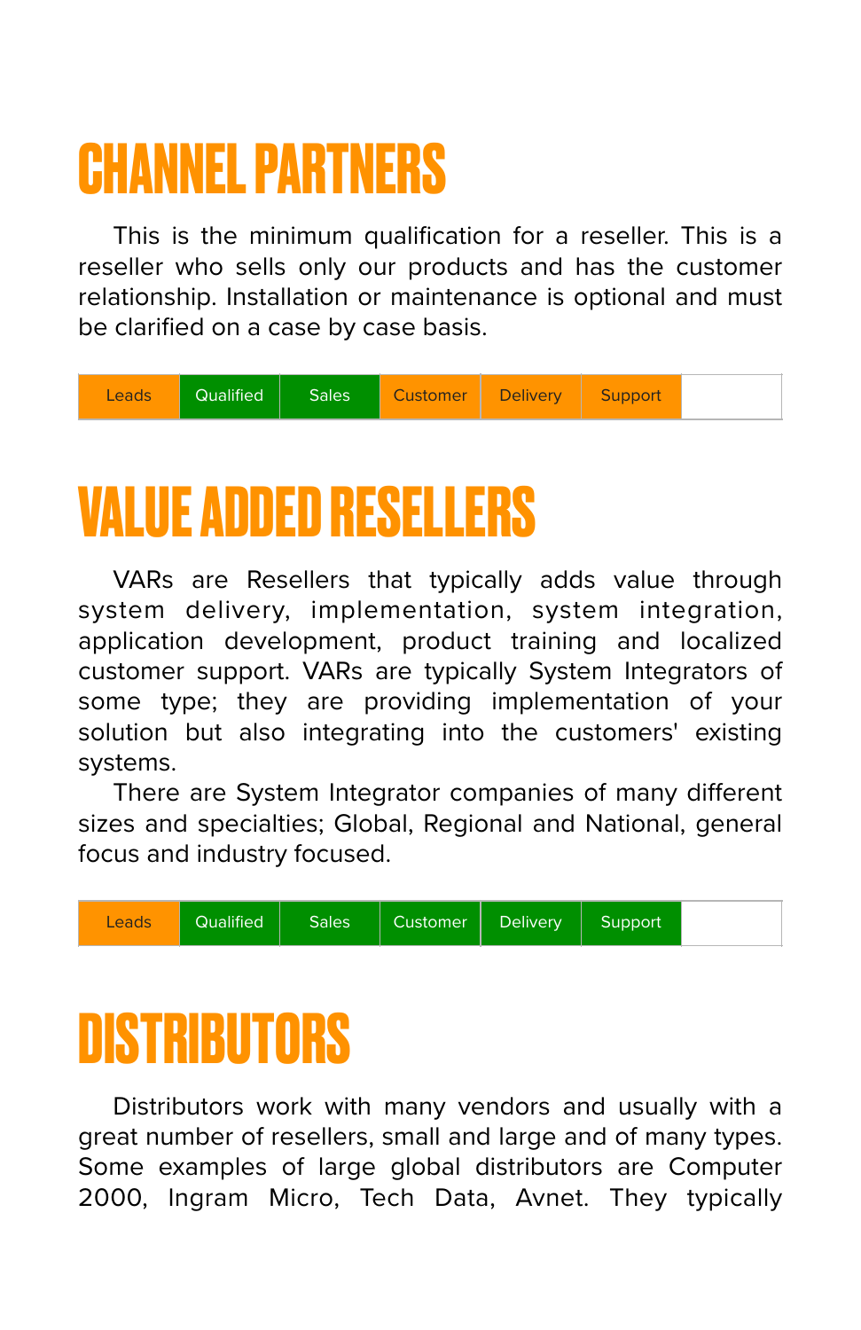# CHANNEL PARTNERS

This is the minimum qualification for a reseller. This is a reseller who sells only our products and has the customer relationship. Installation or maintenance is optional and must be clarified on a case by case basis.

| Leads | Qualified | Sales | Customer | Delivery | Support | |
|---|---|---|---|---|---|---|

# VALUE ADDED RESELLERS

VARs are Resellers that typically adds value through system delivery, implementation, system integration, application development, product training and localized customer support. VARs are typically System Integrators of some type; they are providing implementation of your solution but also integrating into the customers' existing systems.

There are System Integrator companies of many different sizes and specialties; Global, Regional and National, general focus and industry focused.

| Leads | Qualified | Sales | Customer | Delivery | Support | |
|---|---|---|---|---|---|---|

# DISTRIBUTORS

Distributors work with many vendors and usually with a great number of resellers, small and large and of many types. Some examples of large global distributors are Computer 2000, Ingram Micro, Tech Data, Avnet. They typically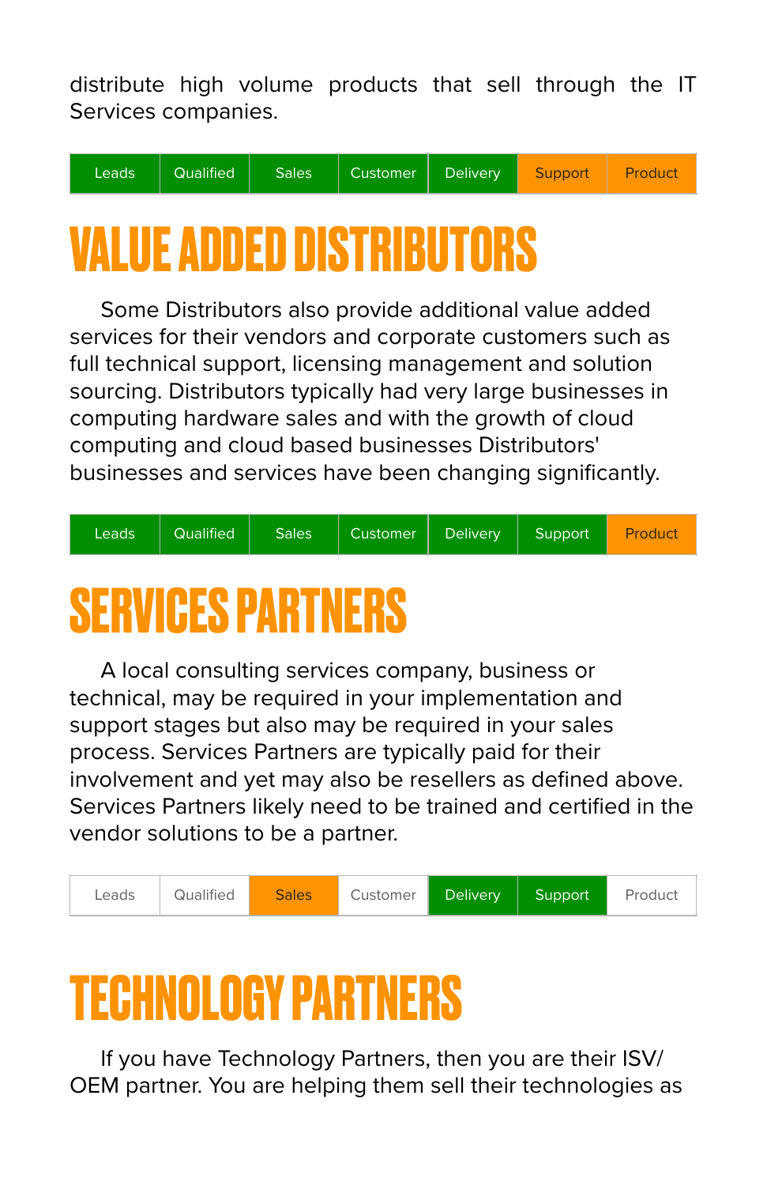distribute high volume products that sell through the IT Services companies.

| Leads | Qualified | Sales | Customer | Delivery | Support | Product |
| --- | --- | --- | --- | --- | --- | --- |

# VALUE ADDED DISTRIBUTORS

Some Distributors also provide additional value added services for their vendors and corporate customers such as full technical support, licensing management and solution sourcing. Distributors typically had very large businesses in computing hardware sales and with the growth of cloud computing and cloud based businesses Distributors' businesses and services have been changing significantly.

| Leads | Qualified | Sales | Customer | Delivery | Support | Product |
| --- | --- | --- | --- | --- | --- | --- |

# SERVICES PARTNERS

A local consulting services company, business or technical, may be required in your implementation and support stages but also may be required in your sales process. Services Partners are typically paid for their involvement and yet may also be resellers as defined above. Services Partners likely need to be trained and certified in the vendor solutions to be a partner.

| Leads | Qualified | Sales | Customer | Delivery | Support | Product |
| --- | --- | --- | --- | --- | --- | --- |

# TECHNOLOGY PARTNERS

If you have Technology Partners, then you are their ISV/ OEM partner. You are helping them sell their technologies as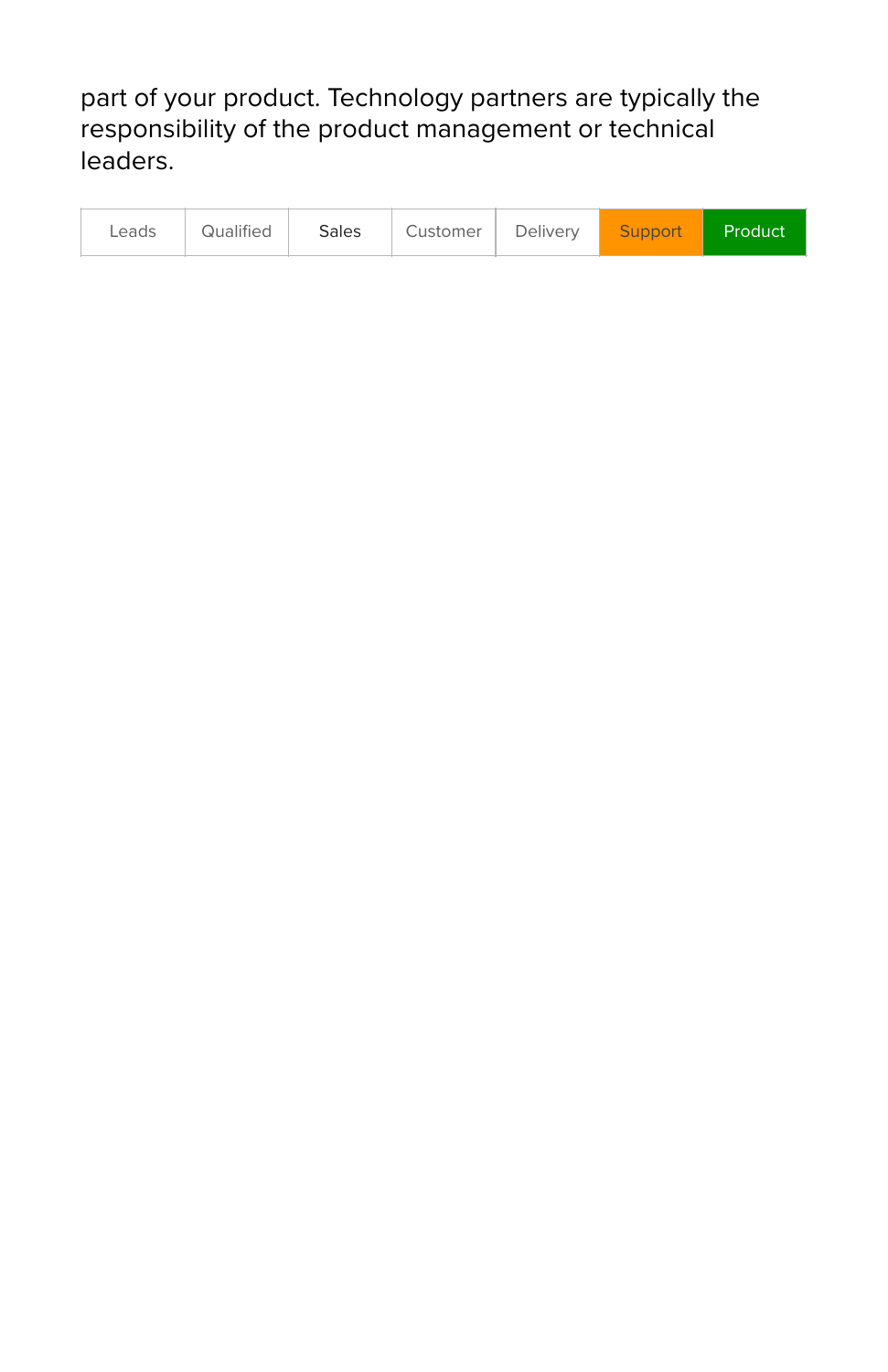part of your product. Technology partners are typically the responsibility of the product management or technical leaders.

| | | | | | | |
|---|---|---|---|---|---|---|
| Leads | Qualified | Sales | Customer | Delivery | Support | Product |